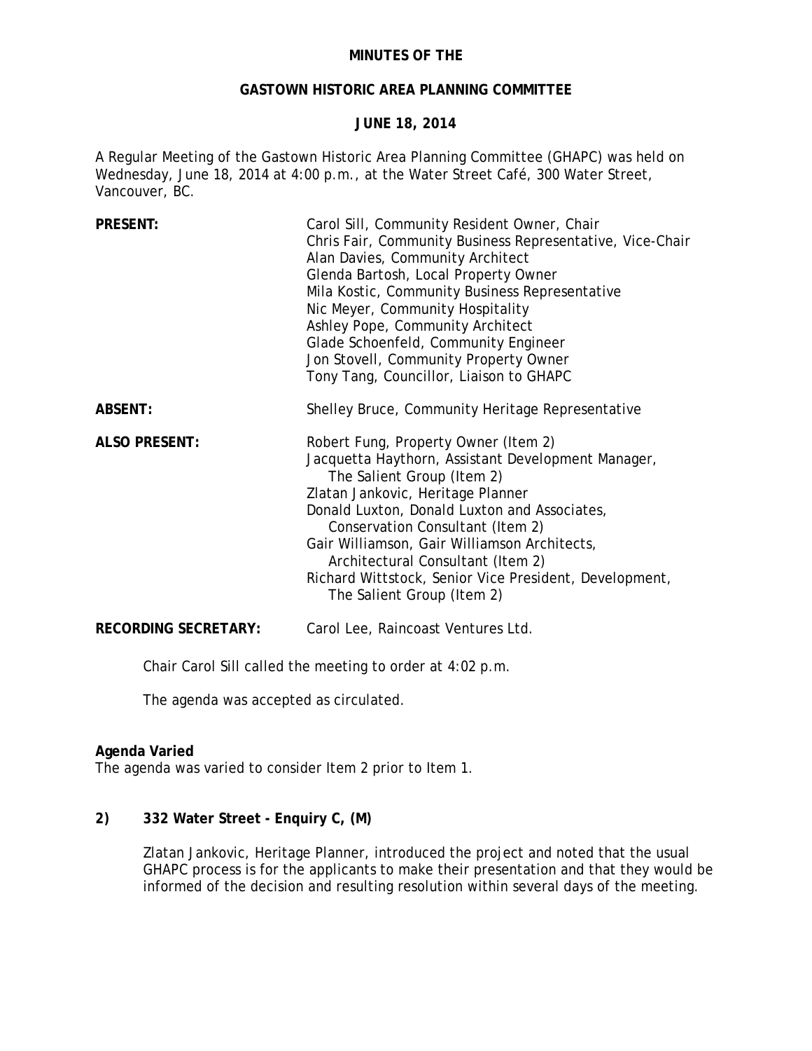**MINUTES OF THE**

**GASTOWN HISTORIC AREA PLANNING COMMITTEE**

**JUNE 18, 2014**

A Regular Meeting of the Gastown Historic Area Planning Committee (GHAPC) was held on Wednesday, June 18, 2014 at 4:00 p.m., at the Water Street Café, 300 Water Street, Vancouver, BC.

| | |
|---|---|
| **PRESENT:** | Carol Sill, Community Resident Owner, Chair<br>Chris Fair, Community Business Representative, Vice-Chair<br>Alan Davies, Community Architect<br>Glenda Bartosh, Local Property Owner<br>Mila Kostic, Community Business Representative<br>Nic Meyer, Community Hospitality<br>Ashley Pope, Community Architect<br>Glade Schoenfeld, Community Engineer<br>Jon Stovell, Community Property Owner<br>Tony Tang, Councillor, Liaison to GHAPC |
| **ABSENT:** | Shelley Bruce, Community Heritage Representative |
| **ALSO PRESENT:** | Robert Fung, Property Owner (Item 2)<br>Jacquetta Haythorn, Assistant Development Manager, The Salient Group (Item 2)<br>Zlatan Jankovic, Heritage Planner<br>Donald Luxton, Donald Luxton and Associates, Conservation Consultant (Item 2)<br>Gair Williamson, Gair Williamson Architects, Architectural Consultant (Item 2)<br>Richard Wittstock, Senior Vice President, Development, The Salient Group (Item 2) |
| **RECORDING SECRETARY:** | Carol Lee, Raincoast Ventures Ltd. |

Chair Carol Sill called the meeting to order at 4:02 p.m.

The agenda was accepted as circulated.

**Agenda Varied**

The agenda was varied to consider Item 2 prior to Item 1.

**2) 332 Water Street - Enquiry C, (M)**

Zlatan Jankovic, Heritage Planner, introduced the project and noted that the usual GHAPC process is for the applicants to make their presentation and that they would be informed of the decision and resulting resolution within several days of the meeting.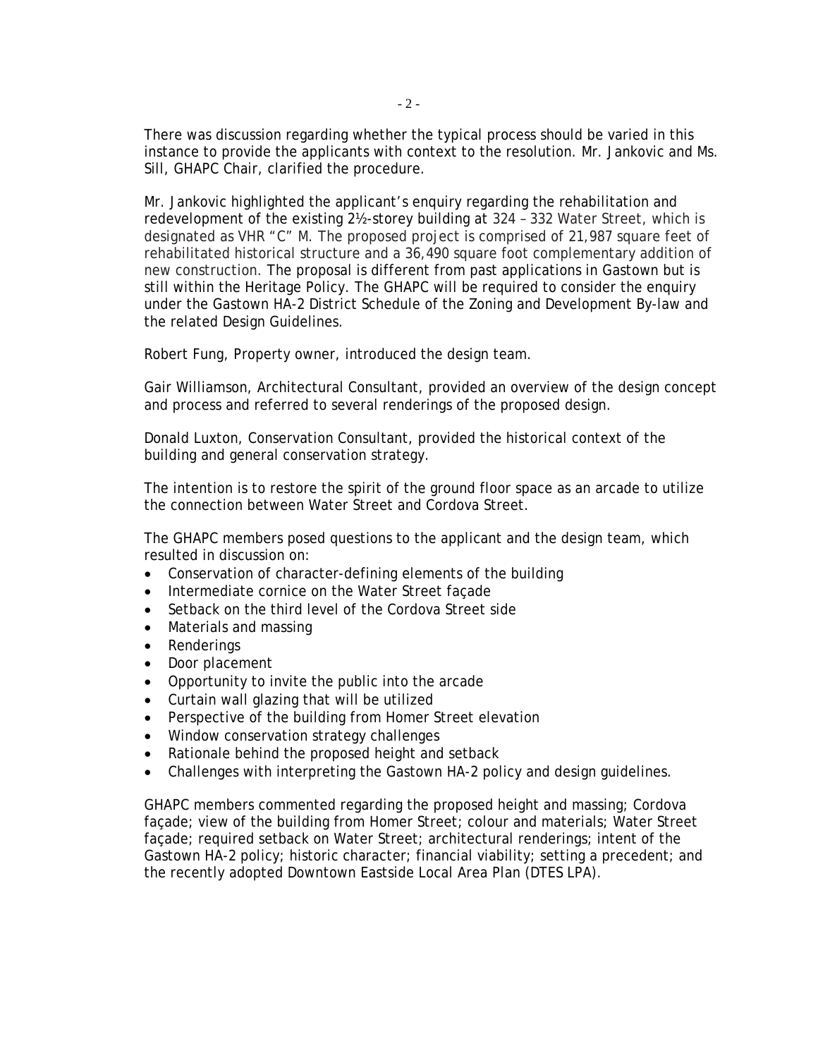There was discussion regarding whether the typical process should be varied in this instance to provide the applicants with context to the resolution. Mr. Jankovic and Ms. Sill, GHAPC Chair, clarified the procedure.

Mr. Jankovic highlighted the applicant's enquiry regarding the rehabilitation and redevelopment of the existing 2½-storey building at 324 – 332 Water Street, which is designated as VHR "C" M. The proposed project is comprised of 21,987 square feet of rehabilitated historical structure and a 36,490 square foot complementary addition of new construction. The proposal is different from past applications in Gastown but is still within the Heritage Policy. The GHAPC will be required to consider the enquiry under the Gastown HA-2 District Schedule of the Zoning and Development By-law and the related Design Guidelines.

Robert Fung, Property owner, introduced the design team.

Gair Williamson, Architectural Consultant, provided an overview of the design concept and process and referred to several renderings of the proposed design.

Donald Luxton, Conservation Consultant, provided the historical context of the building and general conservation strategy.

The intention is to restore the spirit of the ground floor space as an arcade to utilize the connection between Water Street and Cordova Street.

The GHAPC members posed questions to the applicant and the design team, which resulted in discussion on:

- Conservation of character-defining elements of the building
- Intermediate cornice on the Water Street façade
- Setback on the third level of the Cordova Street side
- Materials and massing
- Renderings
- Door placement
- Opportunity to invite the public into the arcade
- Curtain wall glazing that will be utilized
- Perspective of the building from Homer Street elevation
- Window conservation strategy challenges
- Rationale behind the proposed height and setback
- Challenges with interpreting the Gastown HA-2 policy and design guidelines.

GHAPC members commented regarding the proposed height and massing; Cordova façade; view of the building from Homer Street; colour and materials; Water Street façade; required setback on Water Street; architectural renderings; intent of the Gastown HA-2 policy; historic character; financial viability; setting a precedent; and the recently adopted Downtown Eastside Local Area Plan (DTES LPA).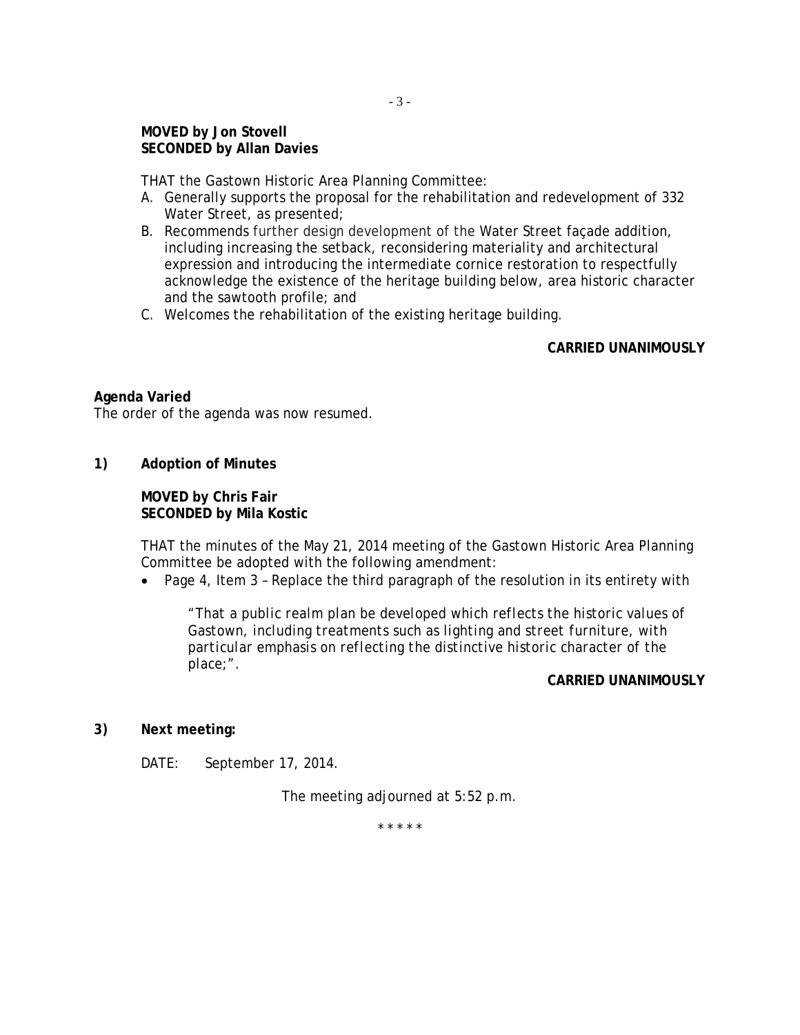**MOVED by Jon Stovell**
**SECONDED by Allan Davies**

THAT the Gastown Historic Area Planning Committee:

A. Generally supports the proposal for the rehabilitation and redevelopment of 332 Water Street, as presented;
B. Recommends further design development of the Water Street façade addition, including increasing the setback, reconsidering materiality and architectural expression and introducing the intermediate cornice restoration to respectfully acknowledge the existence of the heritage building below, area historic character and the sawtooth profile; and
C. Welcomes the rehabilitation of the existing heritage building.

**CARRIED UNANIMOUSLY**

**Agenda Varied**
The order of the agenda was now resumed.

**1) Adoption of Minutes**

**MOVED by Chris Fair**
**SECONDED by Mila Kostic**

THAT the minutes of the May 21, 2014 meeting of the Gastown Historic Area Planning Committee be adopted with the following amendment:

- Page 4, Item 3 – Replace the third paragraph of the resolution in its entirety with

  "That a public realm plan be developed which reflects the historic values of Gastown, including treatments such as lighting and street furniture, with particular emphasis on reflecting the distinctive historic character of the place;".

**CARRIED UNANIMOUSLY**

**3) Next meeting:**

DATE: September 17, 2014.

The meeting adjourned at 5:52 p.m.

\* \* \* \* \*